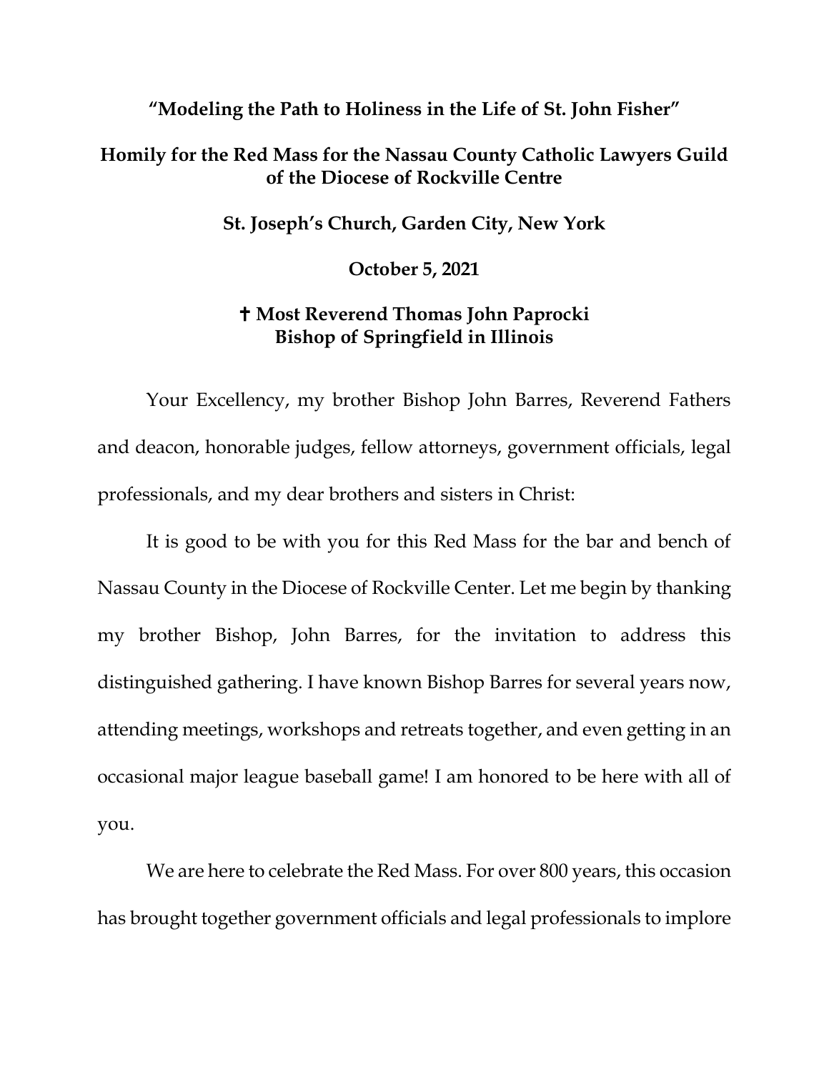# "Modeling the Path to Holiness in the Life of St. John Fisher"

## Homily for the Red Mass for the Nassau County Catholic Lawyers Guild of the Diocese of Rockville Centre

**St. Joseph's Church, Garden City, New York**

**October 5, 2021**

**✝ Most Reverend Thomas John Paprocki**
**Bishop of Springfield in Illinois**

Your Excellency, my brother Bishop John Barres, Reverend Fathers and deacon, honorable judges, fellow attorneys, government officials, legal professionals, and my dear brothers and sisters in Christ:

It is good to be with you for this Red Mass for the bar and bench of Nassau County in the Diocese of Rockville Center. Let me begin by thanking my brother Bishop, John Barres, for the invitation to address this distinguished gathering. I have known Bishop Barres for several years now, attending meetings, workshops and retreats together, and even getting in an occasional major league baseball game! I am honored to be here with all of you.

We are here to celebrate the Red Mass. For over 800 years, this occasion has brought together government officials and legal professionals to implore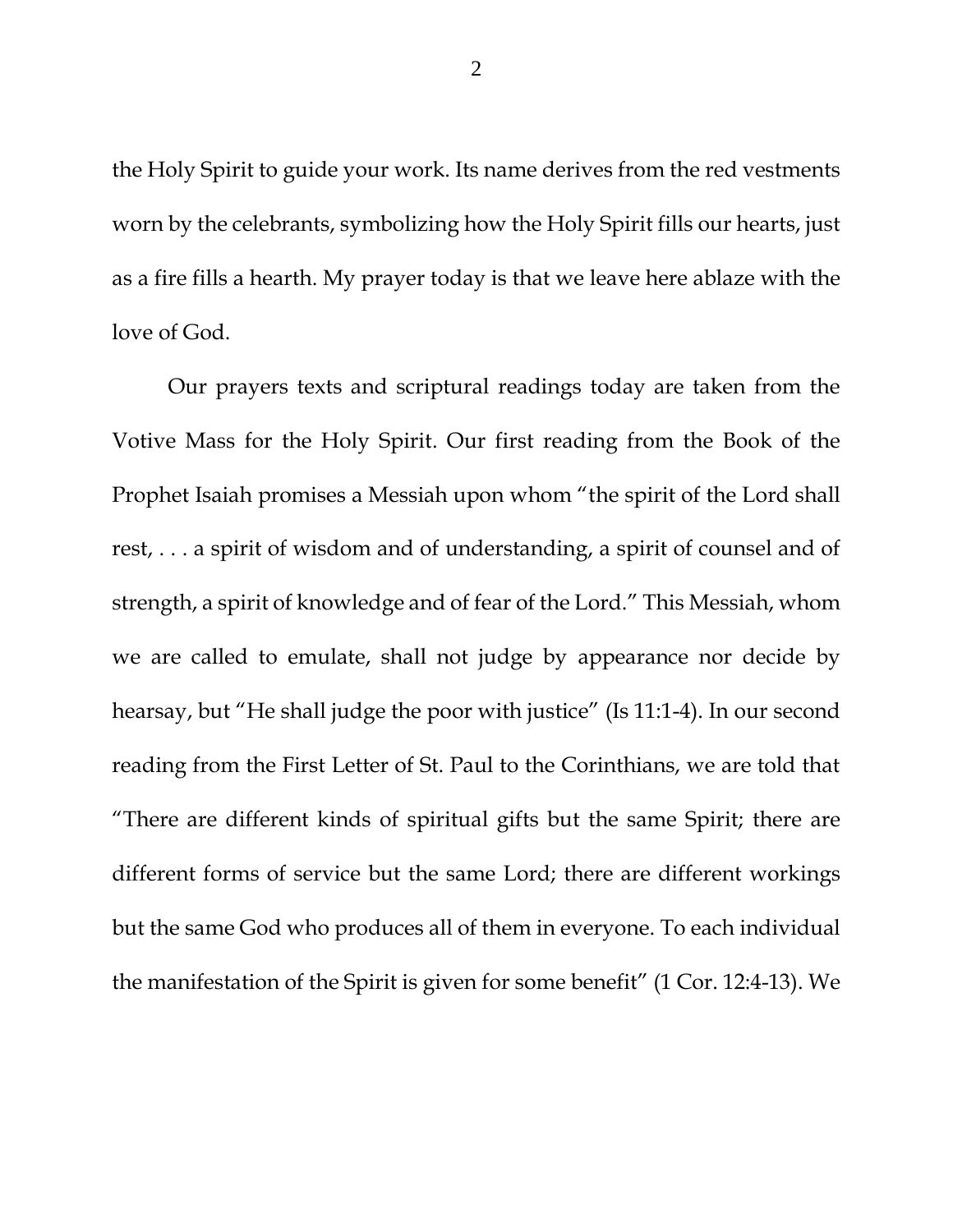the Holy Spirit to guide your work. Its name derives from the red vestments worn by the celebrants, symbolizing how the Holy Spirit fills our hearts, just as a fire fills a hearth. My prayer today is that we leave here ablaze with the love of God.

Our prayers texts and scriptural readings today are taken from the Votive Mass for the Holy Spirit. Our first reading from the Book of the Prophet Isaiah promises a Messiah upon whom "the spirit of the Lord shall rest, . . . a spirit of wisdom and of understanding, a spirit of counsel and of strength, a spirit of knowledge and of fear of the Lord." This Messiah, whom we are called to emulate, shall not judge by appearance nor decide by hearsay, but "He shall judge the poor with justice" (Is 11:1-4). In our second reading from the First Letter of St. Paul to the Corinthians, we are told that "There are different kinds of spiritual gifts but the same Spirit; there are different forms of service but the same Lord; there are different workings but the same God who produces all of them in everyone. To each individual the manifestation of the Spirit is given for some benefit" (1 Cor. 12:4-13). We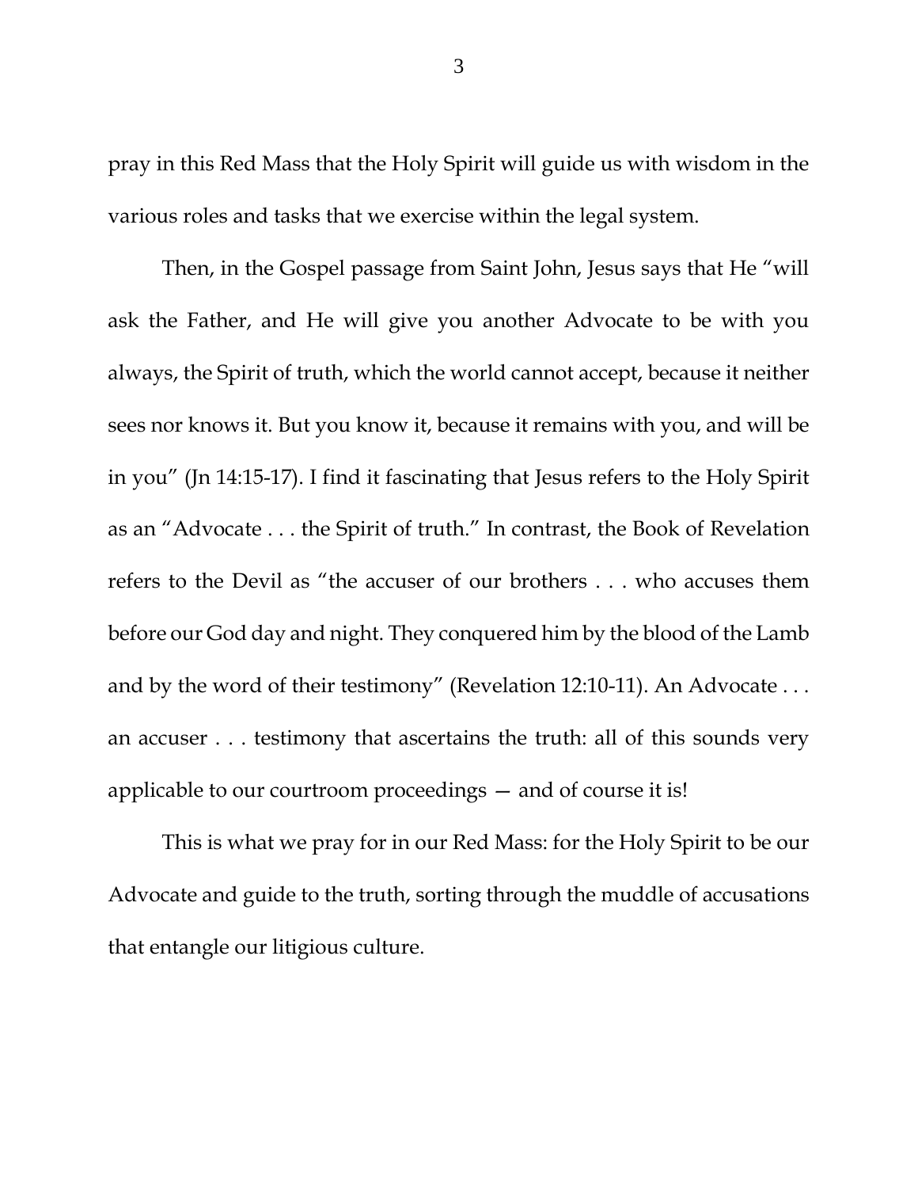pray in this Red Mass that the Holy Spirit will guide us with wisdom in the various roles and tasks that we exercise within the legal system.

Then, in the Gospel passage from Saint John, Jesus says that He "will ask the Father, and He will give you another Advocate to be with you always, the Spirit of truth, which the world cannot accept, because it neither sees nor knows it. But you know it, because it remains with you, and will be in you" (Jn 14:15-17). I find it fascinating that Jesus refers to the Holy Spirit as an "Advocate . . . the Spirit of truth." In contrast, the Book of Revelation refers to the Devil as "the accuser of our brothers . . . who accuses them before our God day and night. They conquered him by the blood of the Lamb and by the word of their testimony" (Revelation 12:10-11). An Advocate . . . an accuser . . . testimony that ascertains the truth: all of this sounds very applicable to our courtroom proceedings — and of course it is!

This is what we pray for in our Red Mass: for the Holy Spirit to be our Advocate and guide to the truth, sorting through the muddle of accusations that entangle our litigious culture.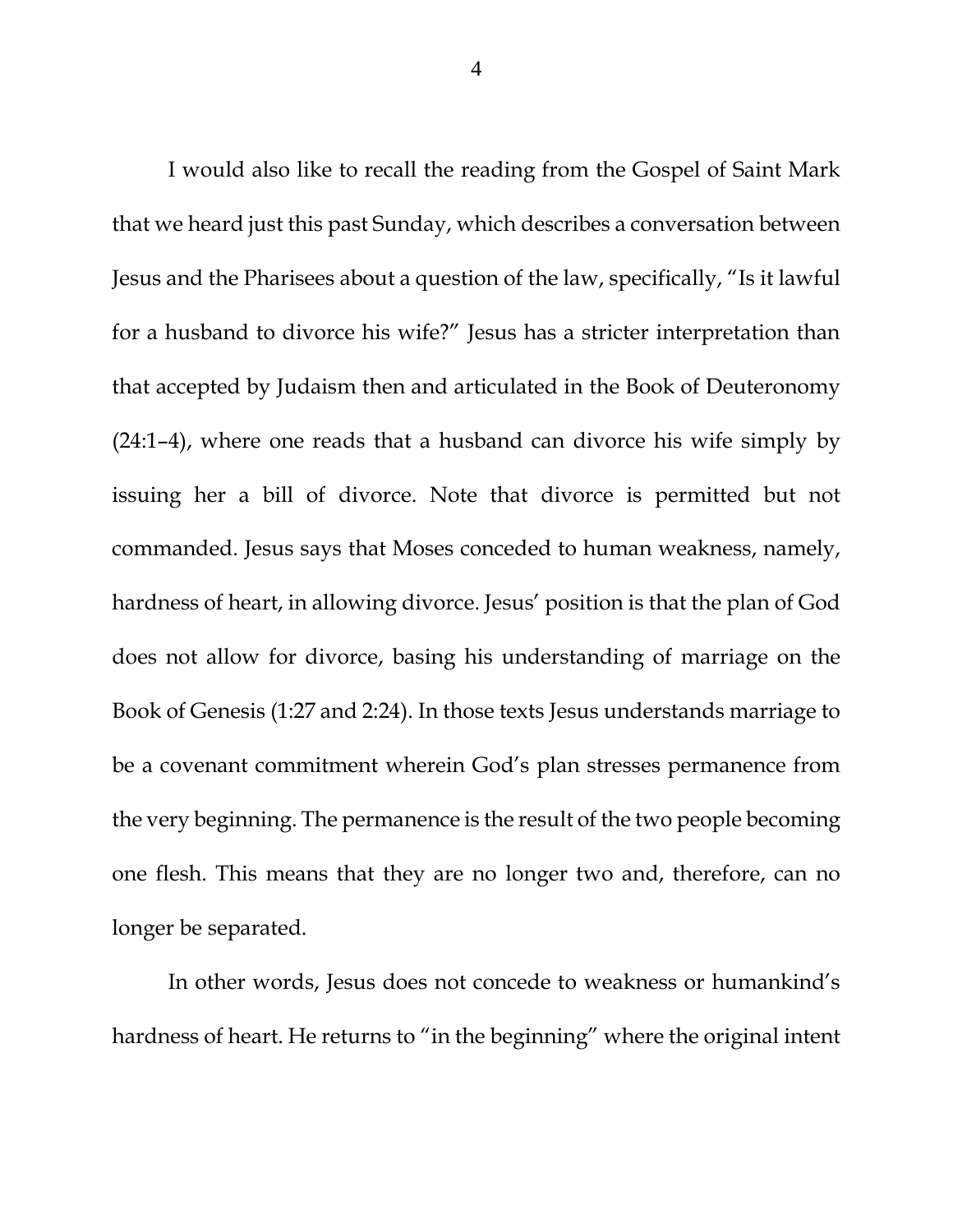I would also like to recall the reading from the Gospel of Saint Mark that we heard just this past Sunday, which describes a conversation between Jesus and the Pharisees about a question of the law, specifically, "Is it lawful for a husband to divorce his wife?" Jesus has a stricter interpretation than that accepted by Judaism then and articulated in the Book of Deuteronomy (24:1–4), where one reads that a husband can divorce his wife simply by issuing her a bill of divorce. Note that divorce is permitted but not commanded. Jesus says that Moses conceded to human weakness, namely, hardness of heart, in allowing divorce. Jesus' position is that the plan of God does not allow for divorce, basing his understanding of marriage on the Book of Genesis (1:27 and 2:24). In those texts Jesus understands marriage to be a covenant commitment wherein God's plan stresses permanence from the very beginning. The permanence is the result of the two people becoming one flesh. This means that they are no longer two and, therefore, can no longer be separated.

In other words, Jesus does not concede to weakness or humankind's hardness of heart. He returns to "in the beginning" where the original intent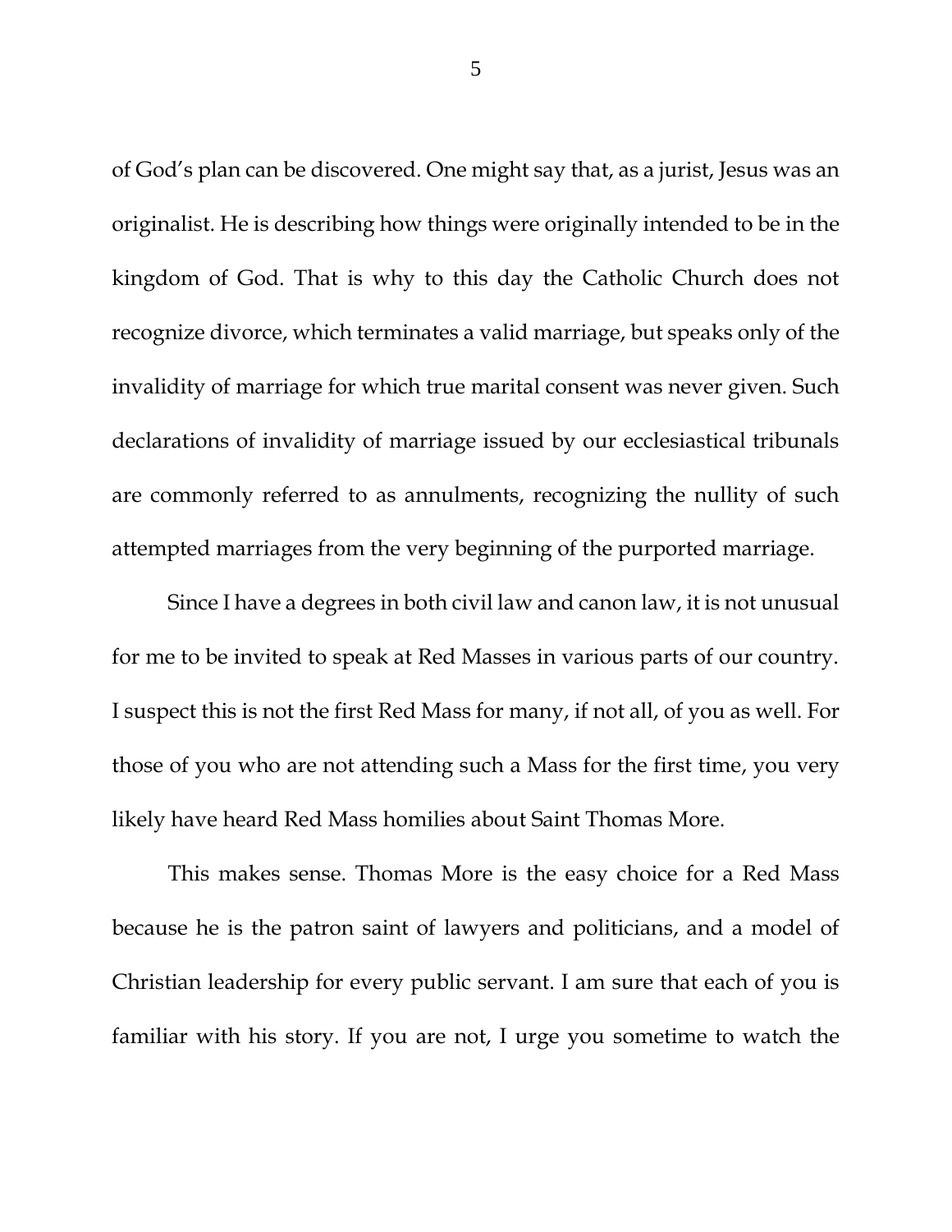of God's plan can be discovered. One might say that, as a jurist, Jesus was an originalist. He is describing how things were originally intended to be in the kingdom of God. That is why to this day the Catholic Church does not recognize divorce, which terminates a valid marriage, but speaks only of the invalidity of marriage for which true marital consent was never given. Such declarations of invalidity of marriage issued by our ecclesiastical tribunals are commonly referred to as annulments, recognizing the nullity of such attempted marriages from the very beginning of the purported marriage.

Since I have a degrees in both civil law and canon law, it is not unusual for me to be invited to speak at Red Masses in various parts of our country. I suspect this is not the first Red Mass for many, if not all, of you as well. For those of you who are not attending such a Mass for the first time, you very likely have heard Red Mass homilies about Saint Thomas More.

This makes sense. Thomas More is the easy choice for a Red Mass because he is the patron saint of lawyers and politicians, and a model of Christian leadership for every public servant. I am sure that each of you is familiar with his story. If you are not, I urge you sometime to watch the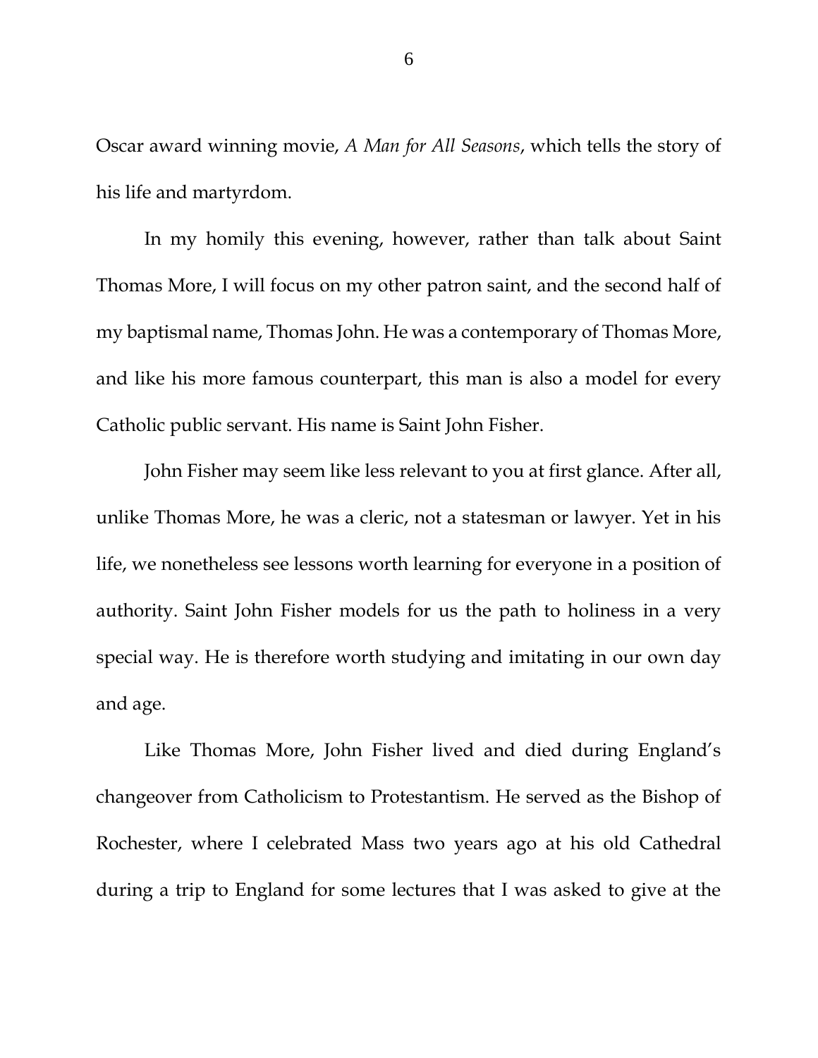Oscar award winning movie, *A Man for All Seasons*, which tells the story of his life and martyrdom.

In my homily this evening, however, rather than talk about Saint Thomas More, I will focus on my other patron saint, and the second half of my baptismal name, Thomas John. He was a contemporary of Thomas More, and like his more famous counterpart, this man is also a model for every Catholic public servant. His name is Saint John Fisher.

John Fisher may seem like less relevant to you at first glance. After all, unlike Thomas More, he was a cleric, not a statesman or lawyer. Yet in his life, we nonetheless see lessons worth learning for everyone in a position of authority. Saint John Fisher models for us the path to holiness in a very special way. He is therefore worth studying and imitating in our own day and age.

Like Thomas More, John Fisher lived and died during England's changeover from Catholicism to Protestantism. He served as the Bishop of Rochester, where I celebrated Mass two years ago at his old Cathedral during a trip to England for some lectures that I was asked to give at the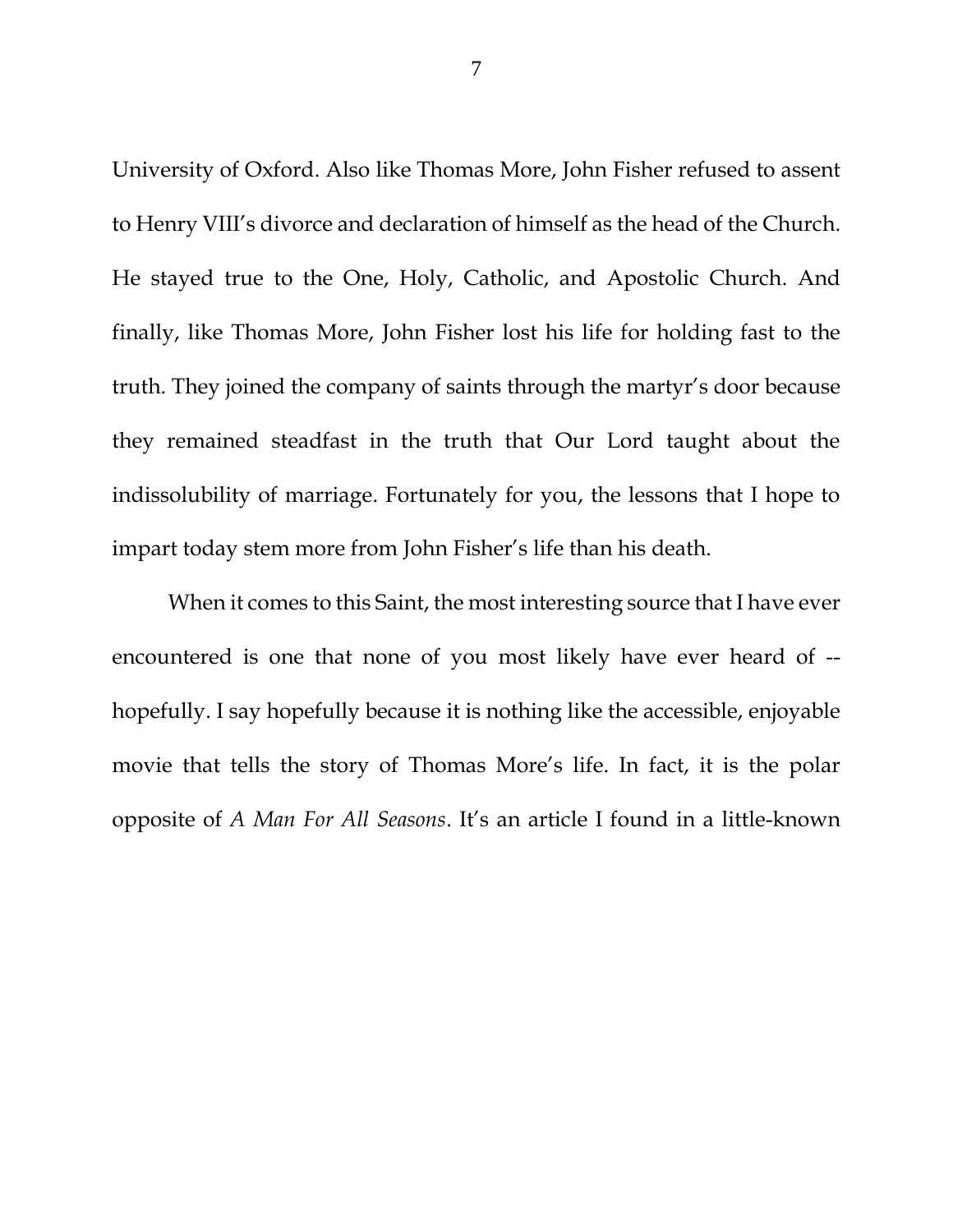University of Oxford. Also like Thomas More, John Fisher refused to assent to Henry VIII's divorce and declaration of himself as the head of the Church. He stayed true to the One, Holy, Catholic, and Apostolic Church. And finally, like Thomas More, John Fisher lost his life for holding fast to the truth. They joined the company of saints through the martyr's door because they remained steadfast in the truth that Our Lord taught about the indissolubility of marriage. Fortunately for you, the lessons that I hope to impart today stem more from John Fisher's life than his death.

When it comes to this Saint, the most interesting source that I have ever encountered is one that none of you most likely have ever heard of -- hopefully. I say hopefully because it is nothing like the accessible, enjoyable movie that tells the story of Thomas More's life. In fact, it is the polar opposite of *A Man For All Seasons*. It's an article I found in a little-known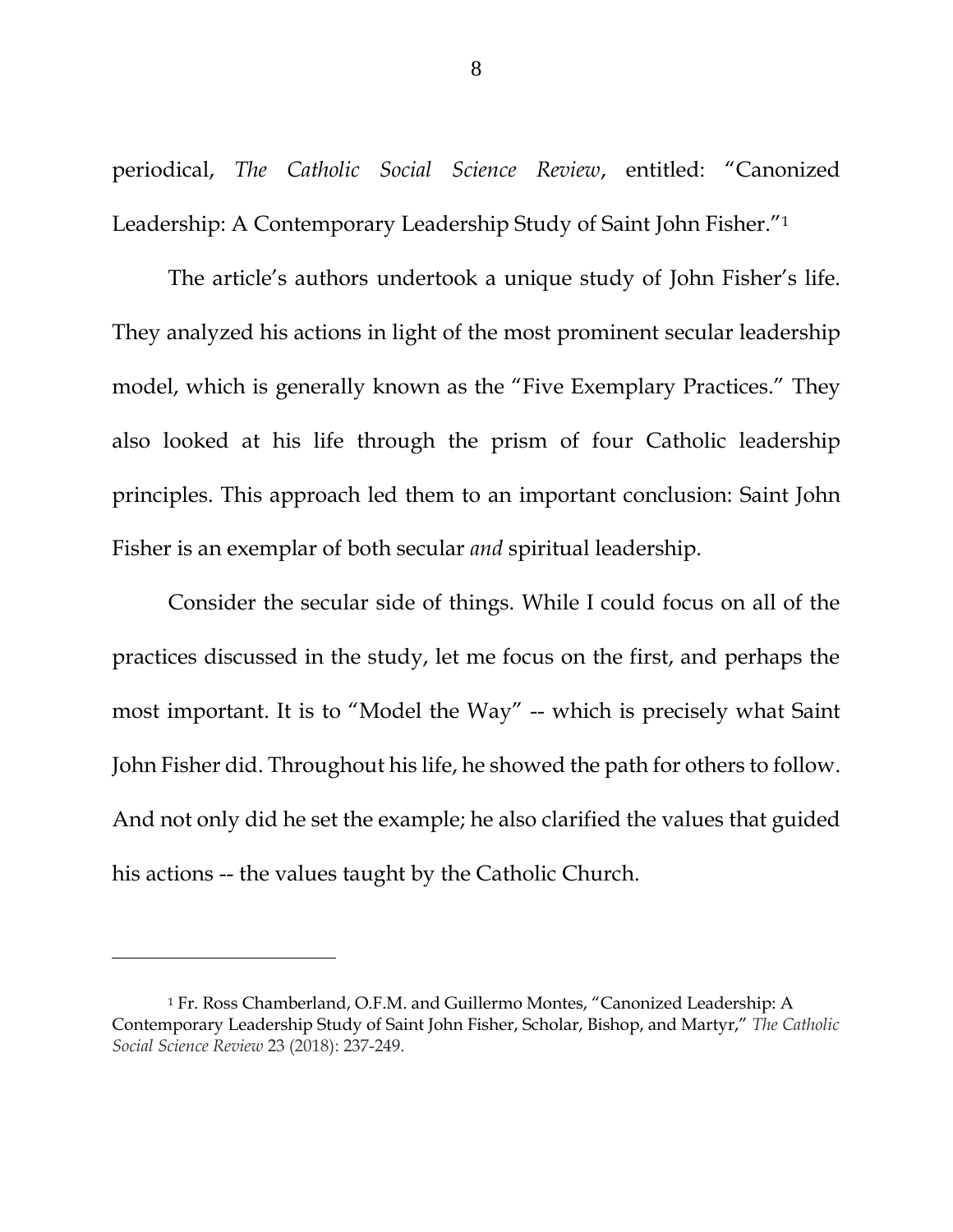periodical, *The Catholic Social Science Review*, entitled: "Canonized Leadership: A Contemporary Leadership Study of Saint John Fisher."[1]

The article's authors undertook a unique study of John Fisher's life. They analyzed his actions in light of the most prominent secular leadership model, which is generally known as the "Five Exemplary Practices." They also looked at his life through the prism of four Catholic leadership principles. This approach led them to an important conclusion: Saint John Fisher is an exemplar of both secular *and* spiritual leadership.

Consider the secular side of things. While I could focus on all of the practices discussed in the study, let me focus on the first, and perhaps the most important. It is to "Model the Way" -- which is precisely what Saint John Fisher did. Throughout his life, he showed the path for others to follow. And not only did he set the example; he also clarified the values that guided his actions -- the values taught by the Catholic Church.

---

[1] Fr. Ross Chamberland, O.F.M. and Guillermo Montes, "Canonized Leadership: A Contemporary Leadership Study of Saint John Fisher, Scholar, Bishop, and Martyr," *The Catholic Social Science Review* 23 (2018): 237-249.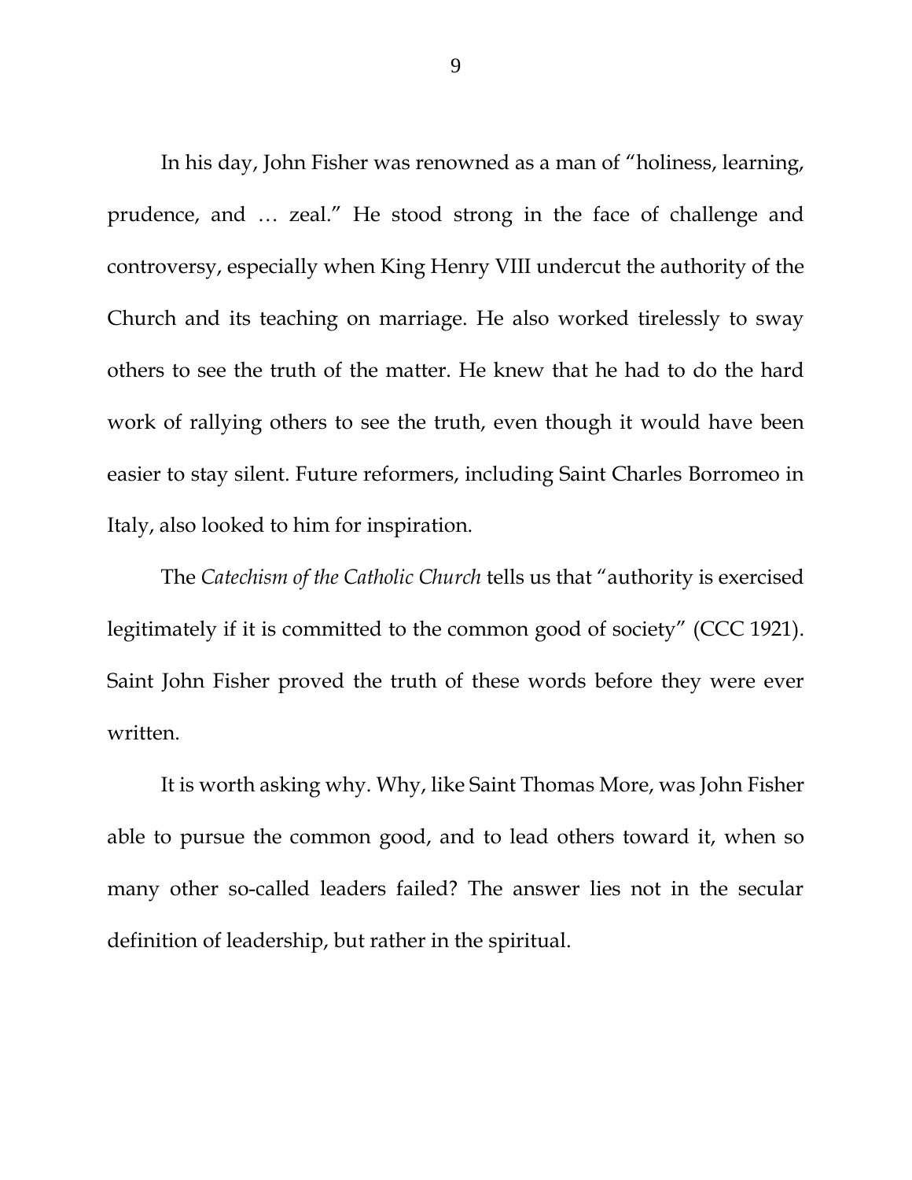In his day, John Fisher was renowned as a man of "holiness, learning, prudence, and … zeal." He stood strong in the face of challenge and controversy, especially when King Henry VIII undercut the authority of the Church and its teaching on marriage. He also worked tirelessly to sway others to see the truth of the matter. He knew that he had to do the hard work of rallying others to see the truth, even though it would have been easier to stay silent. Future reformers, including Saint Charles Borromeo in Italy, also looked to him for inspiration.

The *Catechism of the Catholic Church* tells us that "authority is exercised legitimately if it is committed to the common good of society" (CCC 1921). Saint John Fisher proved the truth of these words before they were ever written.

It is worth asking why. Why, like Saint Thomas More, was John Fisher able to pursue the common good, and to lead others toward it, when so many other so-called leaders failed? The answer lies not in the secular definition of leadership, but rather in the spiritual.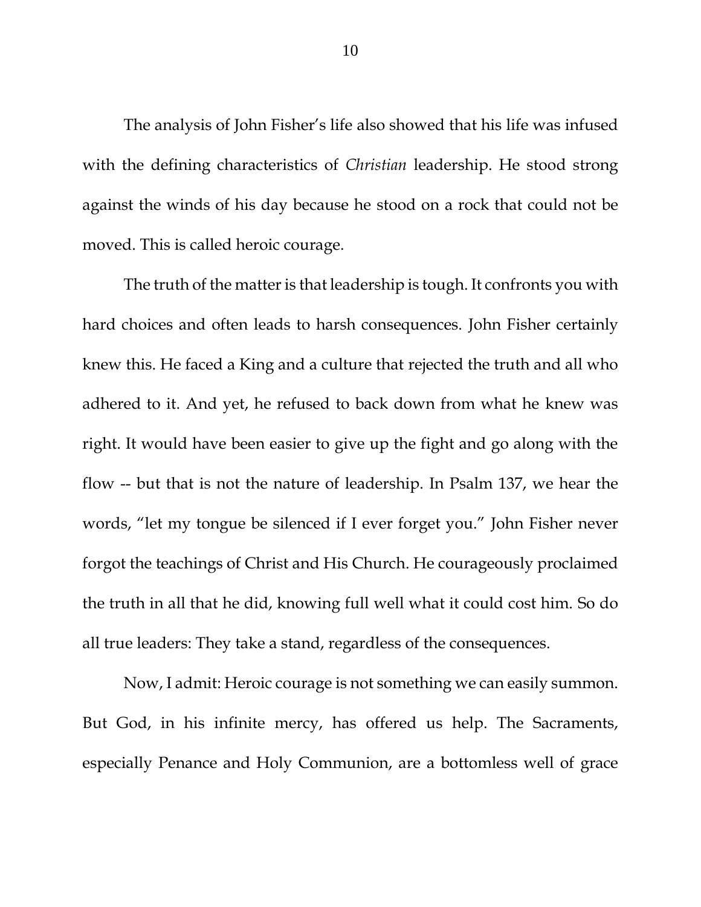The analysis of John Fisher's life also showed that his life was infused with the defining characteristics of *Christian* leadership. He stood strong against the winds of his day because he stood on a rock that could not be moved. This is called heroic courage.

The truth of the matter is that leadership is tough. It confronts you with hard choices and often leads to harsh consequences. John Fisher certainly knew this. He faced a King and a culture that rejected the truth and all who adhered to it. And yet, he refused to back down from what he knew was right. It would have been easier to give up the fight and go along with the flow -- but that is not the nature of leadership. In Psalm 137, we hear the words, "let my tongue be silenced if I ever forget you." John Fisher never forgot the teachings of Christ and His Church. He courageously proclaimed the truth in all that he did, knowing full well what it could cost him. So do all true leaders: They take a stand, regardless of the consequences.

Now, I admit: Heroic courage is not something we can easily summon. But God, in his infinite mercy, has offered us help. The Sacraments, especially Penance and Holy Communion, are a bottomless well of grace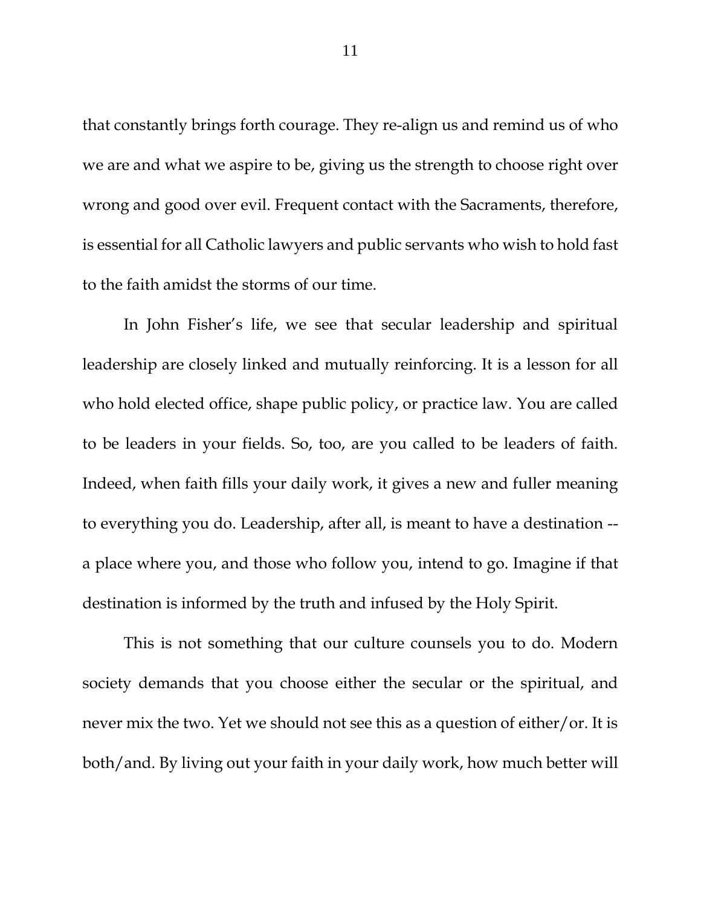that constantly brings forth courage. They re-align us and remind us of who we are and what we aspire to be, giving us the strength to choose right over wrong and good over evil. Frequent contact with the Sacraments, therefore, is essential for all Catholic lawyers and public servants who wish to hold fast to the faith amidst the storms of our time.

In John Fisher's life, we see that secular leadership and spiritual leadership are closely linked and mutually reinforcing. It is a lesson for all who hold elected office, shape public policy, or practice law. You are called to be leaders in your fields. So, too, are you called to be leaders of faith. Indeed, when faith fills your daily work, it gives a new and fuller meaning to everything you do. Leadership, after all, is meant to have a destination -- a place where you, and those who follow you, intend to go. Imagine if that destination is informed by the truth and infused by the Holy Spirit.

This is not something that our culture counsels you to do. Modern society demands that you choose either the secular or the spiritual, and never mix the two. Yet we should not see this as a question of either/or. It is both/and. By living out your faith in your daily work, how much better will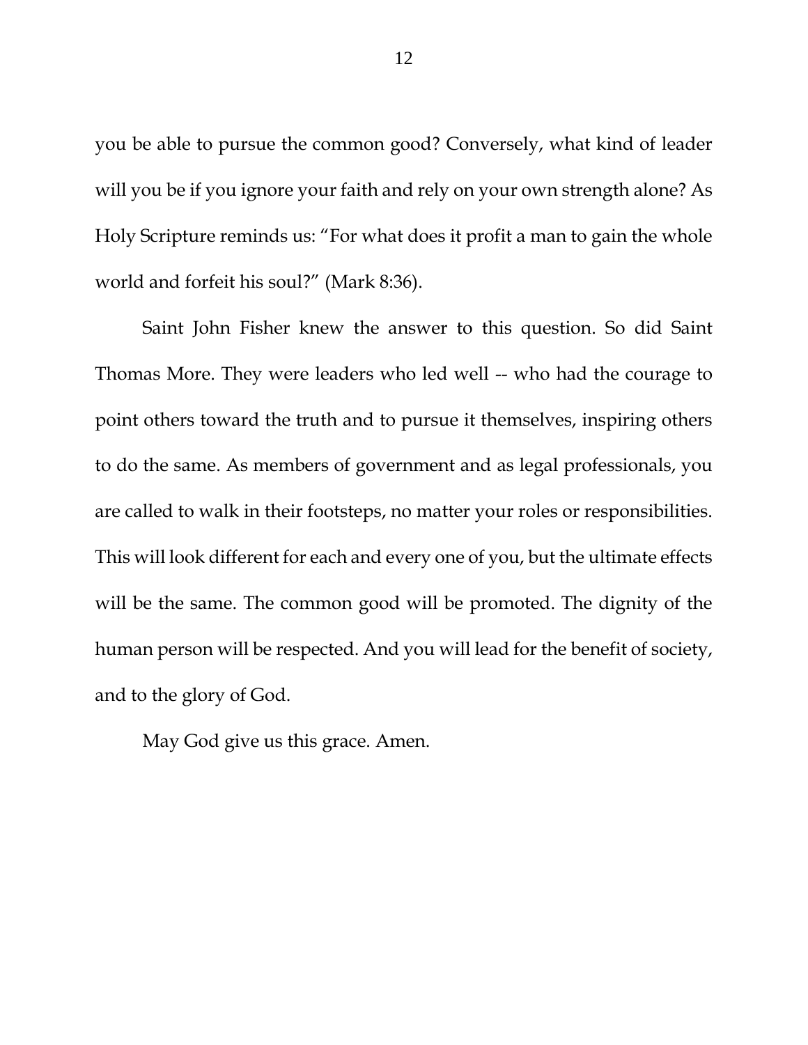you be able to pursue the common good? Conversely, what kind of leader will you be if you ignore your faith and rely on your own strength alone? As Holy Scripture reminds us: "For what does it profit a man to gain the whole world and forfeit his soul?" (Mark 8:36).

Saint John Fisher knew the answer to this question. So did Saint Thomas More. They were leaders who led well -- who had the courage to point others toward the truth and to pursue it themselves, inspiring others to do the same. As members of government and as legal professionals, you are called to walk in their footsteps, no matter your roles or responsibilities. This will look different for each and every one of you, but the ultimate effects will be the same. The common good will be promoted. The dignity of the human person will be respected. And you will lead for the benefit of society, and to the glory of God.

May God give us this grace. Amen.